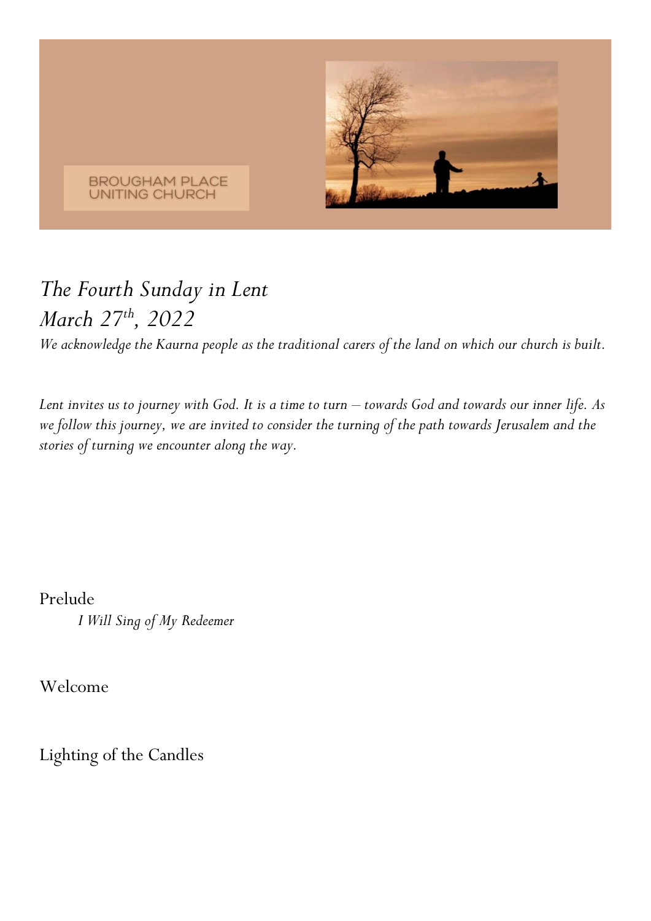BROUGHAM PLACE
UNITING CHURCH

*The Fourth Sunday in Lent*
*March 27th, 2022*

*We acknowledge the Kaurna people as the traditional carers of the land on which our church is built.*

*Lent invites us to journey with God. It is a time to turn – towards God and towards our inner life. As we follow this journey, we are invited to consider the turning of the path towards Jerusalem and the stories of turning we encounter along the way.*

Prelude

*I Will Sing of My Redeemer*

Welcome

Lighting of the Candles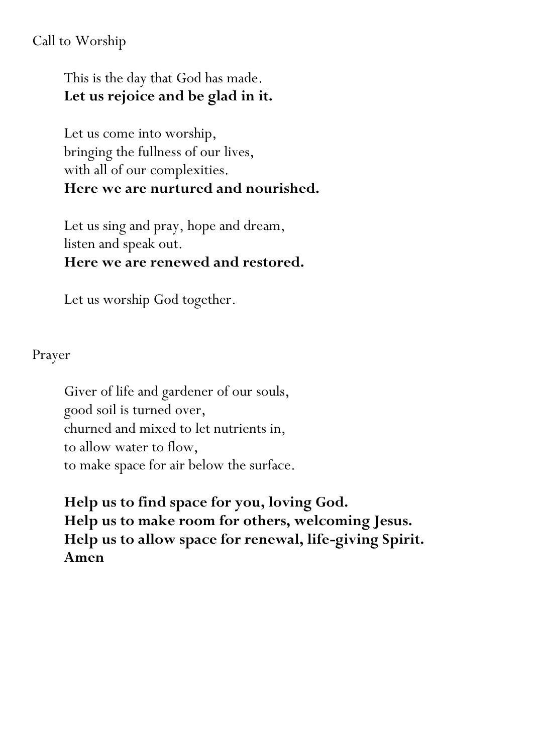Call to Worship

This is the day that God has made.
**Let us rejoice and be glad in it.**

Let us come into worship,
bringing the fullness of our lives,
with all of our complexities.
**Here we are nurtured and nourished.**

Let us sing and pray, hope and dream,
listen and speak out.
**Here we are renewed and restored.**

Let us worship God together.

Prayer

Giver of life and gardener of our souls,
good soil is turned over,
churned and mixed to let nutrients in,
to allow water to flow,
to make space for air below the surface.

**Help us to find space for you, loving God.**
**Help us to make room for others, welcoming Jesus.**
**Help us to allow space for renewal, life-giving Spirit.**
**Amen**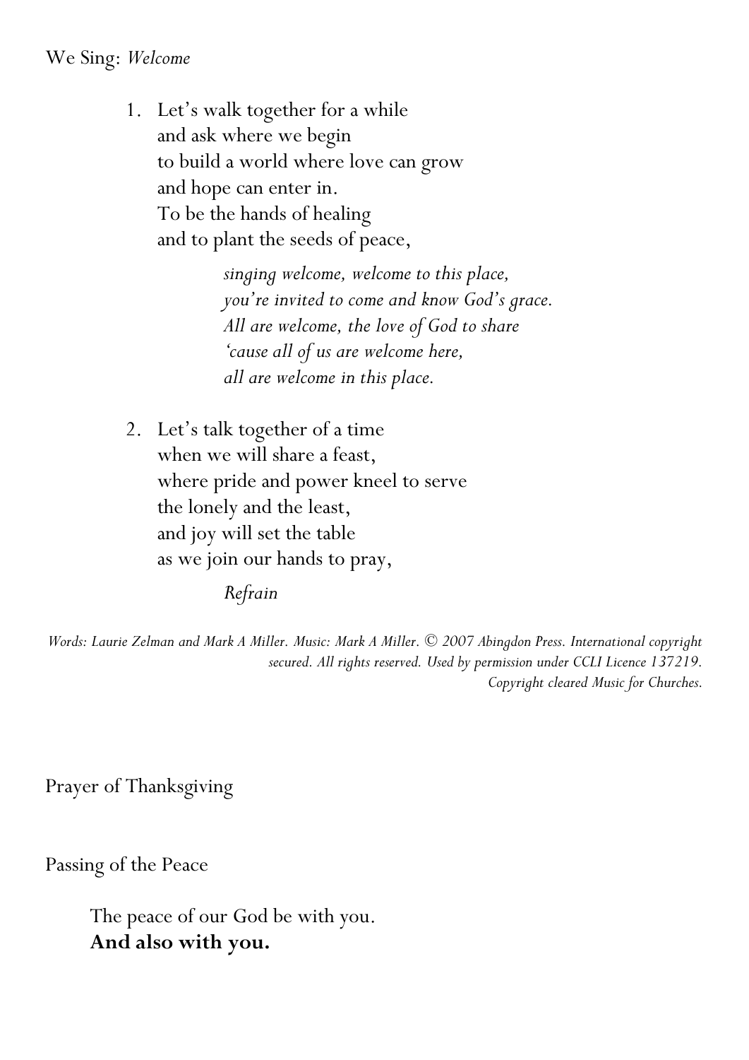We Sing: *Welcome*

1. Let's walk together for a while
   and ask where we begin
   to build a world where love can grow
   and hope can enter in.
   To be the hands of healing
   and to plant the seeds of peace,

   *singing welcome, welcome to this place,*
   *you're invited to come and know God's grace.*
   *All are welcome, the love of God to share*
   *'cause all of us are welcome here,*
   *all are welcome in this place.*

2. Let's talk together of a time
   when we will share a feast,
   where pride and power kneel to serve
   the lonely and the least,
   and joy will set the table
   as we join our hands to pray,

   *Refrain*

*Words: Laurie Zelman and Mark A Miller. Music: Mark A Miller. © 2007 Abingdon Press. International copyright secured. All rights reserved. Used by permission under CCLI Licence 137219. Copyright cleared Music for Churches.*

Prayer of Thanksgiving

Passing of the Peace

The peace of our God be with you.
**And also with you.**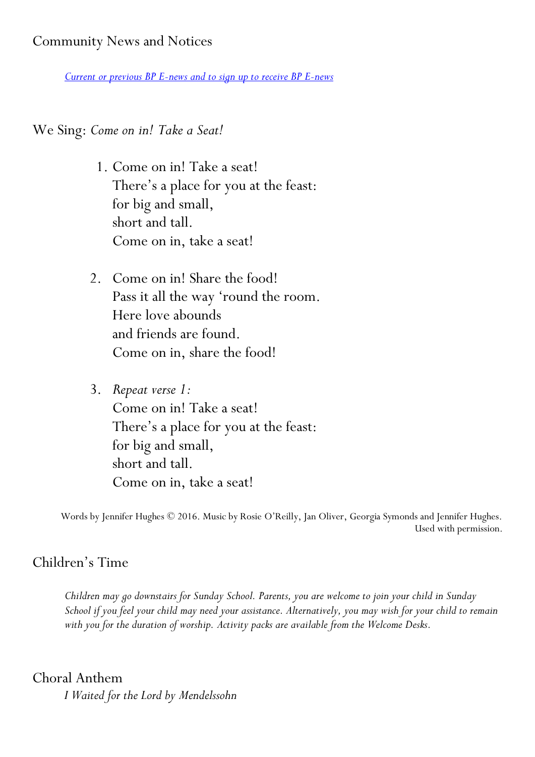## Community News and Notices

[*Current or previous BP E-news and to sign up to receive BP E-news*]

## We Sing: *Come on in! Take a Seat!*

1. Come on in! Take a seat!
   There's a place for you at the feast:
   for big and small,
   short and tall.
   Come on in, take a seat!

2. Come on in! Share the food!
   Pass it all the way 'round the room.
   Here love abounds
   and friends are found.
   Come on in, share the food!

3. *Repeat verse 1:*
   Come on in! Take a seat!
   There's a place for you at the feast:
   for big and small,
   short and tall.
   Come on in, take a seat!

Words by Jennifer Hughes © 2016. Music by Rosie O'Reilly, Jan Oliver, Georgia Symonds and Jennifer Hughes. Used with permission.

## Children's Time

*Children may go downstairs for Sunday School. Parents, you are welcome to join your child in Sunday School if you feel your child may need your assistance. Alternatively, you may wish for your child to remain with you for the duration of worship. Activity packs are available from the Welcome Desks.*

## Choral Anthem

*I Waited for the Lord by Mendelssohn*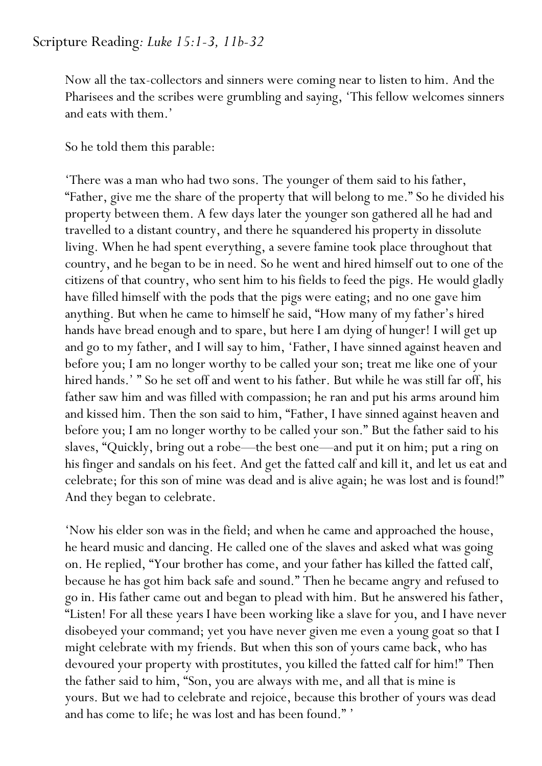Scripture Reading*: Luke 15:1-3, 11b-32*

Now all the tax-collectors and sinners were coming near to listen to him. And the Pharisees and the scribes were grumbling and saying, 'This fellow welcomes sinners and eats with them.'

So he told them this parable:

'There was a man who had two sons. The younger of them said to his father, "Father, give me the share of the property that will belong to me." So he divided his property between them. A few days later the younger son gathered all he had and travelled to a distant country, and there he squandered his property in dissolute living. When he had spent everything, a severe famine took place throughout that country, and he began to be in need. So he went and hired himself out to one of the citizens of that country, who sent him to his fields to feed the pigs. He would gladly have filled himself with the pods that the pigs were eating; and no one gave him anything. But when he came to himself he said, "How many of my father's hired hands have bread enough and to spare, but here I am dying of hunger! I will get up and go to my father, and I will say to him, 'Father, I have sinned against heaven and before you; I am no longer worthy to be called your son; treat me like one of your hired hands.' " So he set off and went to his father. But while he was still far off, his father saw him and was filled with compassion; he ran and put his arms around him and kissed him. Then the son said to him, "Father, I have sinned against heaven and before you; I am no longer worthy to be called your son." But the father said to his slaves, "Quickly, bring out a robe—the best one—and put it on him; put a ring on his finger and sandals on his feet. And get the fatted calf and kill it, and let us eat and celebrate; for this son of mine was dead and is alive again; he was lost and is found!" And they began to celebrate.

'Now his elder son was in the field; and when he came and approached the house, he heard music and dancing. He called one of the slaves and asked what was going on. He replied, "Your brother has come, and your father has killed the fatted calf, because he has got him back safe and sound." Then he became angry and refused to go in. His father came out and began to plead with him. But he answered his father, "Listen! For all these years I have been working like a slave for you, and I have never disobeyed your command; yet you have never given me even a young goat so that I might celebrate with my friends. But when this son of yours came back, who has devoured your property with prostitutes, you killed the fatted calf for him!" Then the father said to him, "Son, you are always with me, and all that is mine is yours. But we had to celebrate and rejoice, because this brother of yours was dead and has come to life; he was lost and has been found." '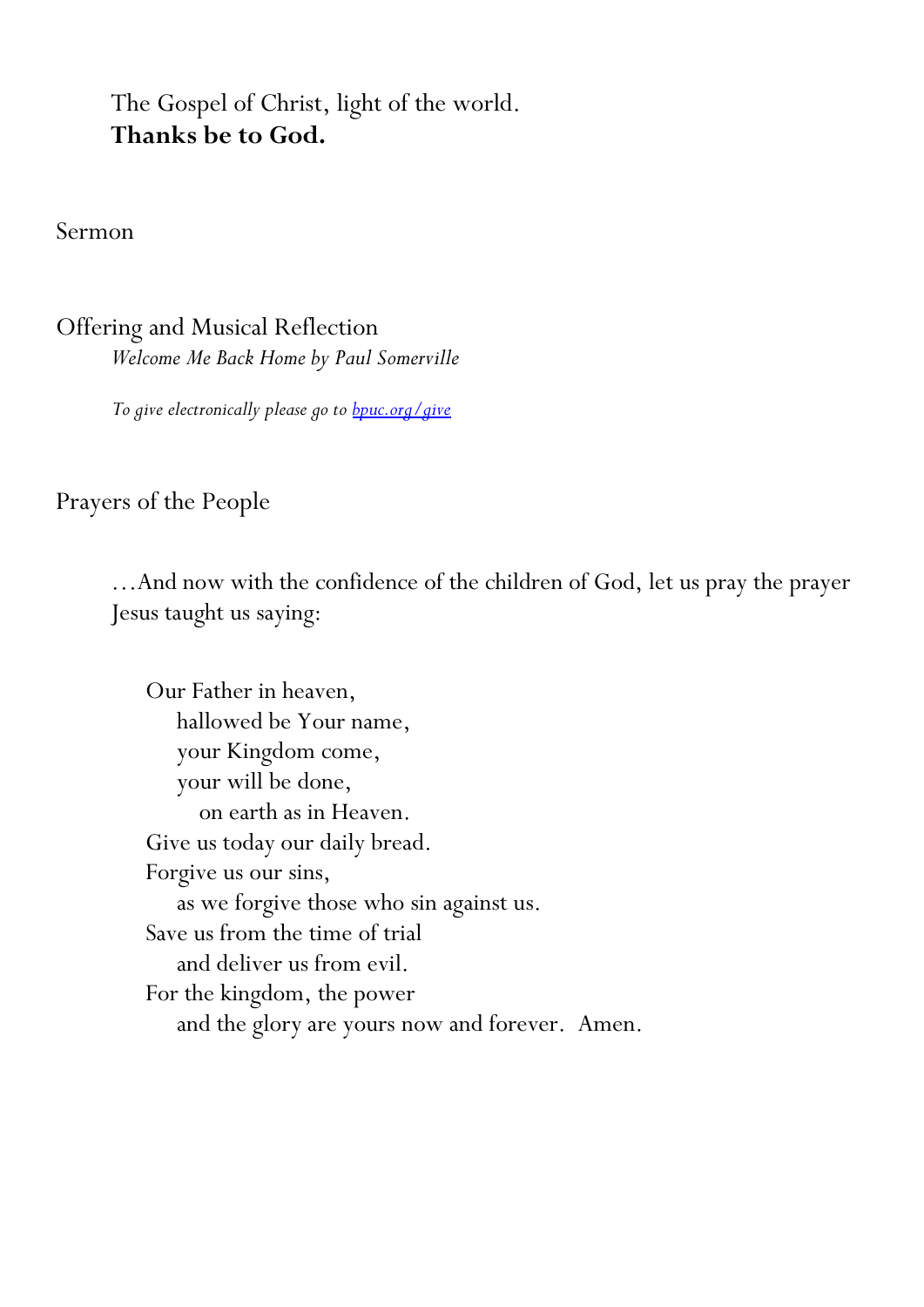The Gospel of Christ, light of the world.
**Thanks be to God.**

Sermon

Offering and Musical Reflection

*Welcome Me Back Home by Paul Somerville*

*To give electronically please go to [bpuc.org/give](bpuc.org/give)*

Prayers of the People

…And now with the confidence of the children of God, let us pray the prayer Jesus taught us saying:

Our Father in heaven,
hallowed be Your name,
your Kingdom come,
your will be done,
on earth as in Heaven.
Give us today our daily bread.
Forgive us our sins,
as we forgive those who sin against us.
Save us from the time of trial
and deliver us from evil.
For the kingdom, the power
and the glory are yours now and forever. Amen.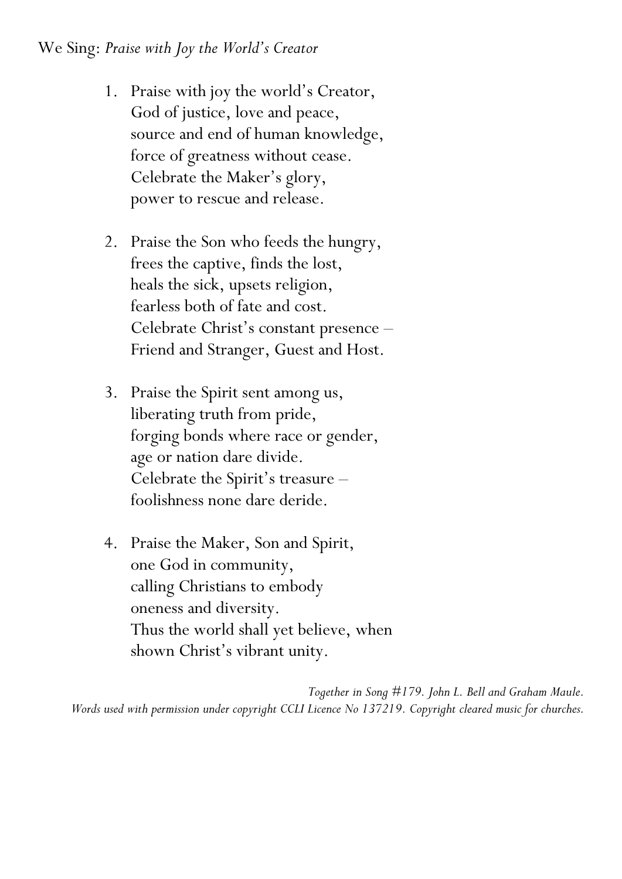We Sing: *Praise with Joy the World's Creator*

1. Praise with joy the world's Creator,
   God of justice, love and peace,
   source and end of human knowledge,
   force of greatness without cease.
   Celebrate the Maker's glory,
   power to rescue and release.

2. Praise the Son who feeds the hungry,
   frees the captive, finds the lost,
   heals the sick, upsets religion,
   fearless both of fate and cost.
   Celebrate Christ's constant presence –
   Friend and Stranger, Guest and Host.

3. Praise the Spirit sent among us,
   liberating truth from pride,
   forging bonds where race or gender,
   age or nation dare divide.
   Celebrate the Spirit's treasure –
   foolishness none dare deride.

4. Praise the Maker, Son and Spirit,
   one God in community,
   calling Christians to embody
   oneness and diversity.
   Thus the world shall yet believe, when
   shown Christ's vibrant unity.

*Together in Song #179. John L. Bell and Graham Maule.*
*Words used with permission under copyright CCLI Licence No 137219. Copyright cleared music for churches.*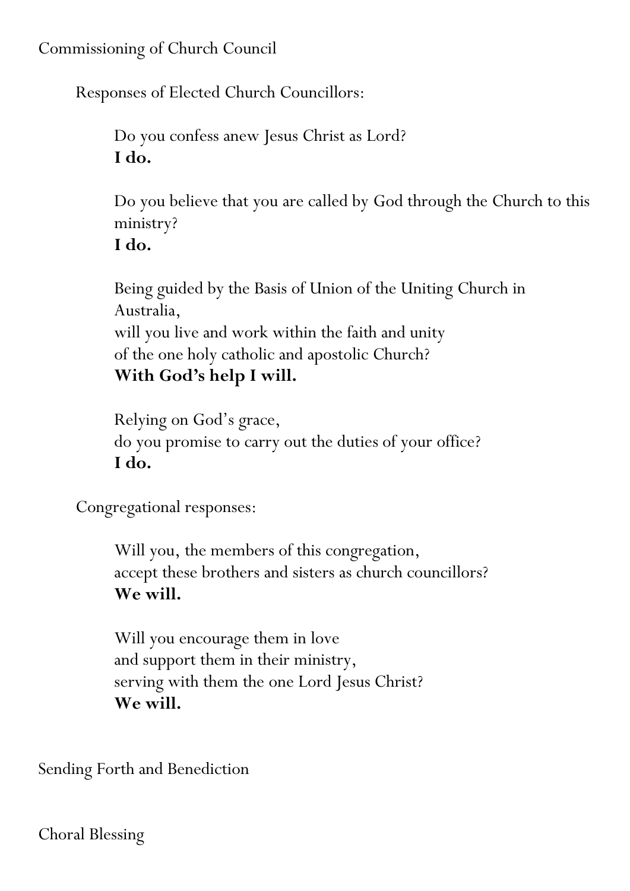Commissioning of Church Council

Responses of Elected Church Councillors:

Do you confess anew Jesus Christ as Lord?
**I do.**

Do you believe that you are called by God through the Church to this ministry?
**I do.**

Being guided by the Basis of Union of the Uniting Church in Australia,
will you live and work within the faith and unity
of the one holy catholic and apostolic Church?
**With God's help I will.**

Relying on God's grace,
do you promise to carry out the duties of your office?
**I do.**

Congregational responses:

Will you, the members of this congregation,
accept these brothers and sisters as church councillors?
**We will.**

Will you encourage them in love
and support them in their ministry,
serving with them the one Lord Jesus Christ?
**We will.**

Sending Forth and Benediction

Choral Blessing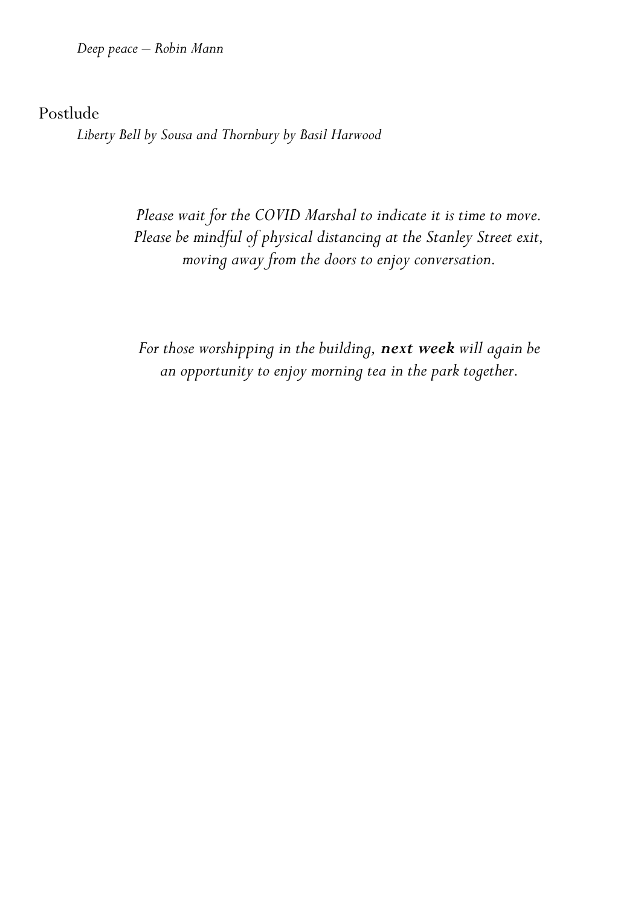*Deep peace – Robin Mann*

Postlude

*Liberty Bell by Sousa and Thornbury by Basil Harwood*

*Please wait for the COVID Marshal to indicate it is time to move.*
*Please be mindful of physical distancing at the Stanley Street exit,*
*moving away from the doors to enjoy conversation.*

*For those worshipping in the building,* ***next week*** *will again be*
*an opportunity to enjoy morning tea in the park together.*